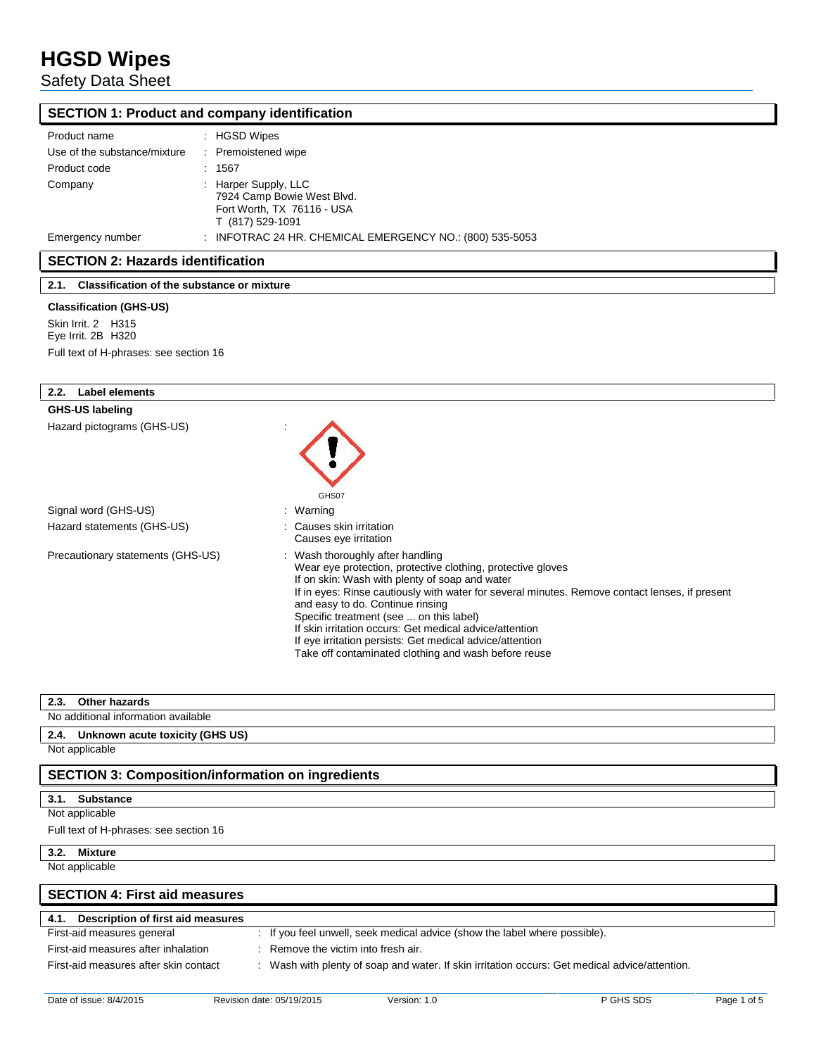# HGSD Wipes

Safety Data Sheet

## SECTION 1: Product and company identification

| | |
|---|---|
| Product name | : HGSD Wipes |
| Use of the substance/mixture | : Premoistened wipe |
| Product code | : 1567 |
| Company | : Harper Supply, LLC<br>7924 Camp Bowie West Blvd.<br>Fort Worth, TX 76116 - USA<br>T (817) 529-1091 |
| Emergency number | : INFOTRAC 24 HR. CHEMICAL EMERGENCY NO.: (800) 535-5053 |

## SECTION 2: Hazards identification

### 2.1. Classification of the substance or mixture

**Classification (GHS-US)**

Skin Irrit. 2 H315
Eye Irrit. 2B H320

Full text of H-phrases: see section 16

### 2.2. Label elements

**GHS-US labeling**

Hazard pictograms (GHS-US) :

GHS07

Signal word (GHS-US) : Warning

Hazard statements (GHS-US) : Causes skin irritation
Causes eye irritation

Precautionary statements (GHS-US) : Wash thoroughly after handling
Wear eye protection, protective clothing, protective gloves
If on skin: Wash with plenty of soap and water
If in eyes: Rinse cautiously with water for several minutes. Remove contact lenses, if present and easy to do. Continue rinsing
Specific treatment (see ... on this label)
If skin irritation occurs: Get medical advice/attention
If eye irritation persists: Get medical advice/attention
Take off contaminated clothing and wash before reuse

### 2.3. Other hazards

No additional information available

### 2.4. Unknown acute toxicity (GHS US)

Not applicable

## SECTION 3: Composition/information on ingredients

### 3.1. Substance

Not applicable

Full text of H-phrases: see section 16

### 3.2. Mixture

Not applicable

## SECTION 4: First aid measures

### 4.1. Description of first aid measures

| | |
|---|---|
| First-aid measures general | : If you feel unwell, seek medical advice (show the label where possible). |
| First-aid measures after inhalation | : Remove the victim into fresh air. |
| First-aid measures after skin contact | : Wash with plenty of soap and water. If skin irritation occurs: Get medical advice/attention. |

Date of issue: 8/4/2015 Revision date: 05/19/2015 Version: 1.0 P GHS SDS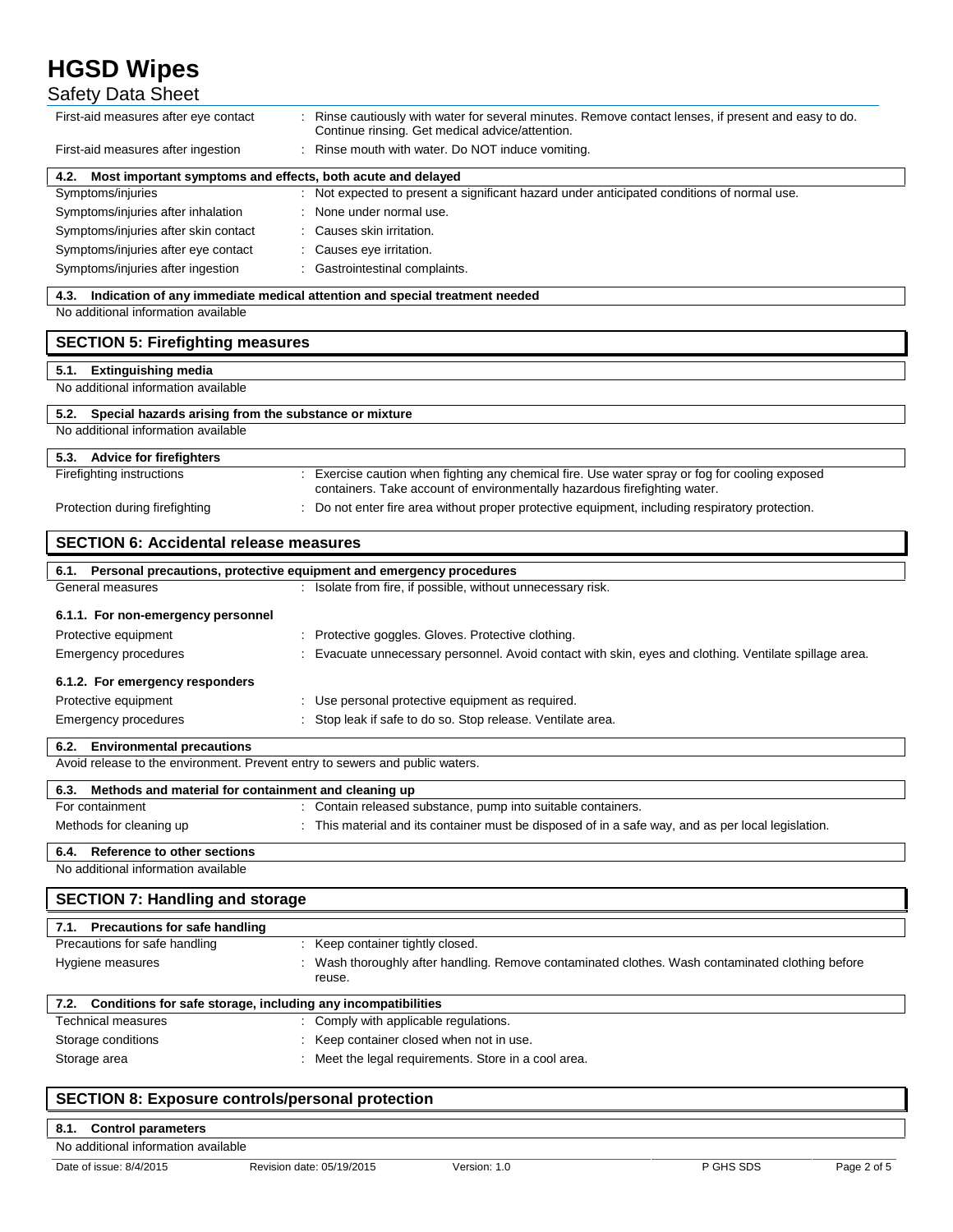| | |
|---|---|
| First-aid measures after eye contact | : Rinse cautiously with water for several minutes. Remove contact lenses, if present and easy to do. Continue rinsing. Get medical advice/attention. |
| First-aid measures after ingestion | : Rinse mouth with water. Do NOT induce vomiting. |

### 4.2. Most important symptoms and effects, both acute and delayed

| | |
|---|---|
| Symptoms/injuries | : Not expected to present a significant hazard under anticipated conditions of normal use. |
| Symptoms/injuries after inhalation | : None under normal use. |
| Symptoms/injuries after skin contact | : Causes skin irritation. |
| Symptoms/injuries after eye contact | : Causes eye irritation. |
| Symptoms/injuries after ingestion | : Gastrointestinal complaints. |

### 4.3. Indication of any immediate medical attention and special treatment needed

No additional information available

## SECTION 5: Firefighting measures

### 5.1. Extinguishing media

No additional information available

### 5.2. Special hazards arising from the substance or mixture

No additional information available

### 5.3. Advice for firefighters

| | |
|---|---|
| Firefighting instructions | : Exercise caution when fighting any chemical fire. Use water spray or fog for cooling exposed containers. Take account of environmentally hazardous firefighting water. |
| Protection during firefighting | : Do not enter fire area without proper protective equipment, including respiratory protection. |

## SECTION 6: Accidental release measures

### 6.1. Personal precautions, protective equipment and emergency procedures

| | |
|---|---|
| General measures | : Isolate from fire, if possible, without unnecessary risk. |

#### 6.1.1. For non-emergency personnel

| | |
|---|---|
| Protective equipment | : Protective goggles. Gloves. Protective clothing. |
| Emergency procedures | : Evacuate unnecessary personnel. Avoid contact with skin, eyes and clothing. Ventilate spillage area. |

#### 6.1.2. For emergency responders

| | |
|---|---|
| Protective equipment | : Use personal protective equipment as required. |
| Emergency procedures | : Stop leak if safe to do so. Stop release. Ventilate area. |

### 6.2. Environmental precautions

Avoid release to the environment. Prevent entry to sewers and public waters.

### 6.3. Methods and material for containment and cleaning up

| | |
|---|---|
| For containment | : Contain released substance, pump into suitable containers. |
| Methods for cleaning up | : This material and its container must be disposed of in a safe way, and as per local legislation. |

### 6.4. Reference to other sections

No additional information available

## SECTION 7: Handling and storage

### 7.1. Precautions for safe handling

| | |
|---|---|
| Precautions for safe handling | : Keep container tightly closed. |
| Hygiene measures | : Wash thoroughly after handling. Remove contaminated clothes. Wash contaminated clothing before reuse. |

### 7.2. Conditions for safe storage, including any incompatibilities

| | |
|---|---|
| Technical measures | : Comply with applicable regulations. |
| Storage conditions | : Keep container closed when not in use. |
| Storage area | : Meet the legal requirements. Store in a cool area. |

## SECTION 8: Exposure controls/personal protection

### 8.1. Control parameters

No additional information available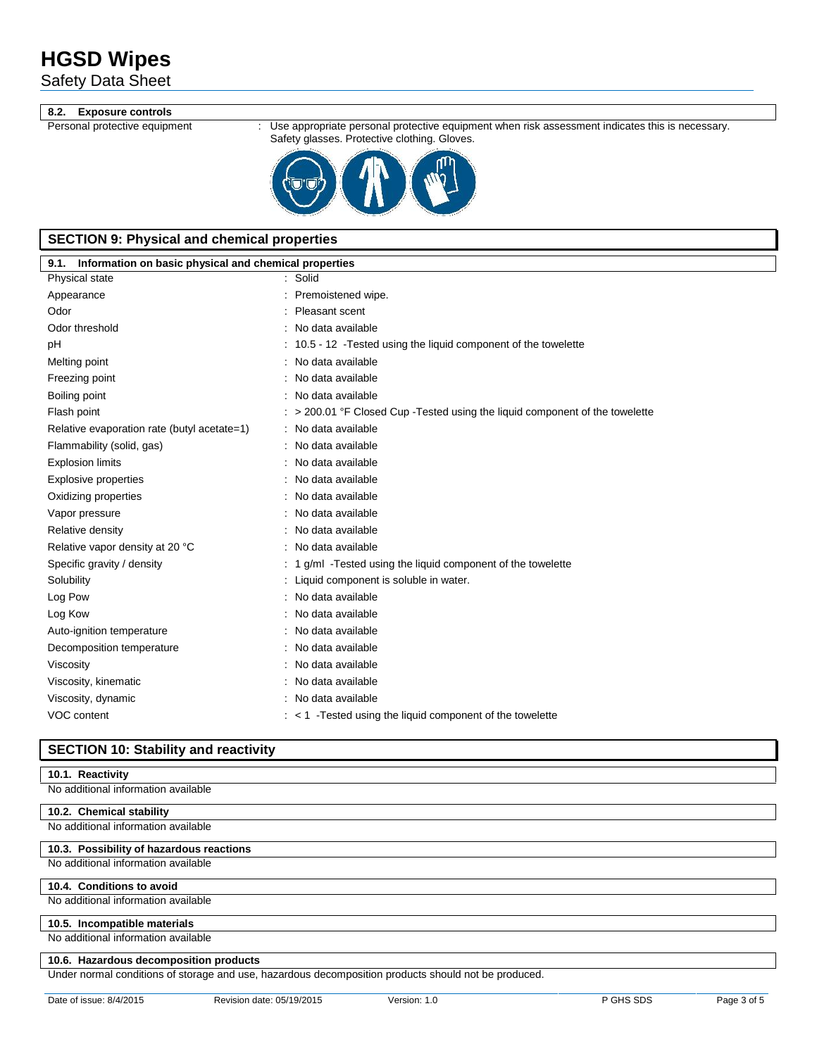## 8.2. Exposure controls

Personal protective equipment : Use appropriate personal protective equipment when risk assessment indicates this is necessary. Safety glasses. Protective clothing. Gloves.

## SECTION 9: Physical and chemical properties

### 9.1. Information on basic physical and chemical properties

| Property | Value |
|---|---|
| Physical state | : Solid |
| Appearance | : Premoistened wipe. |
| Odor | : Pleasant scent |
| Odor threshold | : No data available |
| pH | : 10.5 - 12 -Tested using the liquid component of the towelette |
| Melting point | : No data available |
| Freezing point | : No data available |
| Boiling point | : No data available |
| Flash point | : > 200.01 °F Closed Cup -Tested using the liquid component of the towelette |
| Relative evaporation rate (butyl acetate=1) | : No data available |
| Flammability (solid, gas) | : No data available |
| Explosion limits | : No data available |
| Explosive properties | : No data available |
| Oxidizing properties | : No data available |
| Vapor pressure | : No data available |
| Relative density | : No data available |
| Relative vapor density at 20 °C | : No data available |
| Specific gravity / density | : 1 g/ml -Tested using the liquid component of the towelette |
| Solubility | : Liquid component is soluble in water. |
| Log Pow | : No data available |
| Log Kow | : No data available |
| Auto-ignition temperature | : No data available |
| Decomposition temperature | : No data available |
| Viscosity | : No data available |
| Viscosity, kinematic | : No data available |
| Viscosity, dynamic | : No data available |
| VOC content | : < 1 -Tested using the liquid component of the towelette |

## SECTION 10: Stability and reactivity

### 10.1. Reactivity

No additional information available

### 10.2. Chemical stability

No additional information available

### 10.3. Possibility of hazardous reactions

No additional information available

### 10.4. Conditions to avoid

No additional information available

### 10.5. Incompatible materials

No additional information available

### 10.6. Hazardous decomposition products

Under normal conditions of storage and use, hazardous decomposition products should not be produced.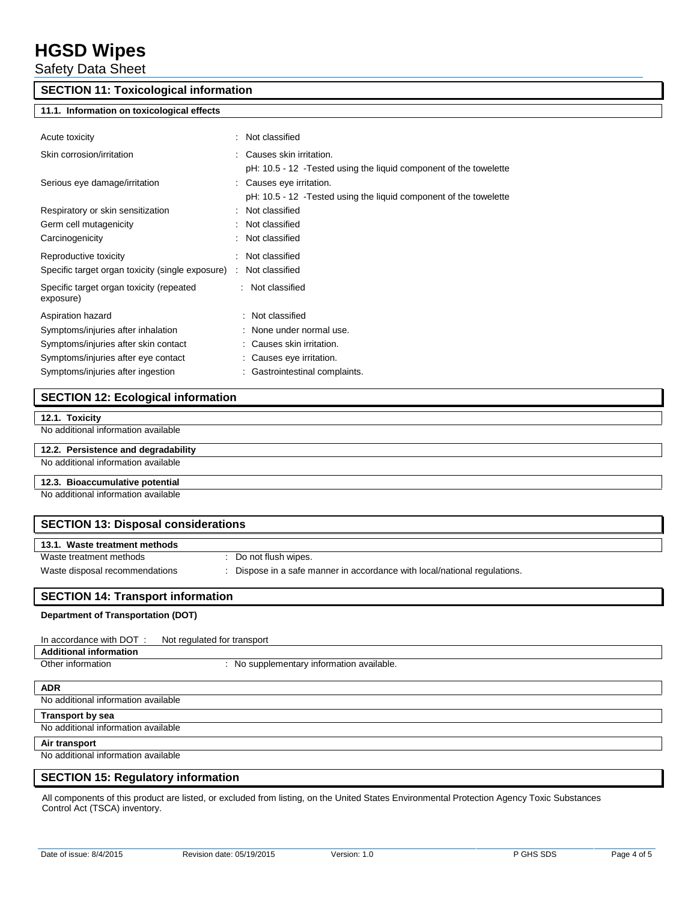## SECTION 11: Toxicological information

### 11.1. Information on toxicological effects

| | |
|---|---|
| Acute toxicity | : Not classified |
| Skin corrosion/irritation | : Causes skin irritation.<br>pH: 10.5 - 12 -Tested using the liquid component of the towelette |
| Serious eye damage/irritation | : Causes eye irritation.<br>pH: 10.5 - 12 -Tested using the liquid component of the towelette |
| Respiratory or skin sensitization | : Not classified |
| Germ cell mutagenicity | : Not classified |
| Carcinogenicity | : Not classified |
| Reproductive toxicity | : Not classified |
| Specific target organ toxicity (single exposure) | : Not classified |
| Specific target organ toxicity (repeated exposure) | : Not classified |
| Aspiration hazard | : Not classified |
| Symptoms/injuries after inhalation | : None under normal use. |
| Symptoms/injuries after skin contact | : Causes skin irritation. |
| Symptoms/injuries after eye contact | : Causes eye irritation. |
| Symptoms/injuries after ingestion | : Gastrointestinal complaints. |

## SECTION 12: Ecological information

### 12.1. Toxicity

No additional information available

### 12.2. Persistence and degradability

No additional information available

### 12.3. Bioaccumulative potential

No additional information available

## SECTION 13: Disposal considerations

### 13.1. Waste treatment methods

| | |
|---|---|
| Waste treatment methods | : Do not flush wipes. |
| Waste disposal recommendations | : Dispose in a safe manner in accordance with local/national regulations. |

## SECTION 14: Transport information

**Department of Transportation (DOT)**

In accordance with DOT : Not regulated for transport

**Additional information**

Other information : No supplementary information available.

**ADR**

No additional information available

**Transport by sea**

No additional information available

**Air transport**

No additional information available

## SECTION 15: Regulatory information

All components of this product are listed, or excluded from listing, on the United States Environmental Protection Agency Toxic Substances Control Act (TSCA) inventory.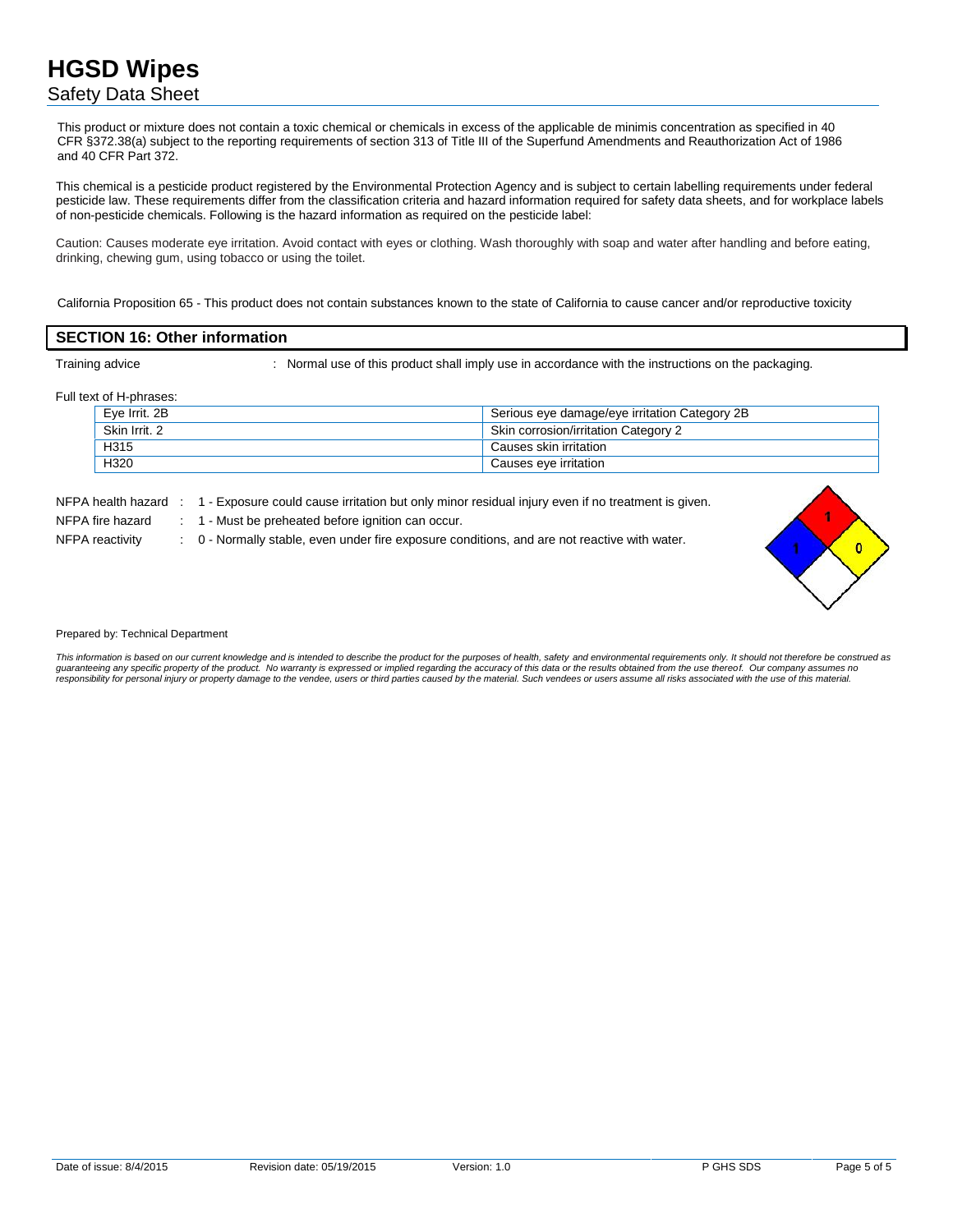This product or mixture does not contain a toxic chemical or chemicals in excess of the applicable de minimis concentration as specified in 40 CFR §372.38(a) subject to the reporting requirements of section 313 of Title III of the Superfund Amendments and Reauthorization Act of 1986 and 40 CFR Part 372.

This chemical is a pesticide product registered by the Environmental Protection Agency and is subject to certain labelling requirements under federal pesticide law. These requirements differ from the classification criteria and hazard information required for safety data sheets, and for workplace labels of non-pesticide chemicals. Following is the hazard information as required on the pesticide label:

Caution: Causes moderate eye irritation. Avoid contact with eyes or clothing. Wash thoroughly with soap and water after handling and before eating, drinking, chewing gum, using tobacco or using the toilet.

California Proposition 65 - This product does not contain substances known to the state of California to cause cancer and/or reproductive toxicity

## SECTION 16: Other information

Training advice : Normal use of this product shall imply use in accordance with the instructions on the packaging.

Full text of H-phrases:

| | |
|---|---|
| Eye Irrit. 2B | Serious eye damage/eye irritation Category 2B |
| Skin Irrit. 2 | Skin corrosion/irritation Category 2 |
| H315 | Causes skin irritation |
| H320 | Causes eye irritation |

NFPA health hazard : 1 - Exposure could cause irritation but only minor residual injury even if no treatment is given.

NFPA fire hazard : 1 - Must be preheated before ignition can occur.

NFPA reactivity : 0 - Normally stable, even under fire exposure conditions, and are not reactive with water.

1
1
0

Prepared by: Technical Department

*This information is based on our current knowledge and is intended to describe the product for the purposes of health, safety and environmental requirements only. It should not therefore be construed as guaranteeing any specific property of the product. No warranty is expressed or implied regarding the accuracy of this data or the results obtained from the use thereof. Our company assumes no responsibility for personal injury or property damage to the vendee, users or third parties caused by the material. Such vendees or users assume all risks associated with the use of this material.*

Date of issue: 8/4/2015 Revision date: 05/19/2015 Version: 1.0 P GHS SDS